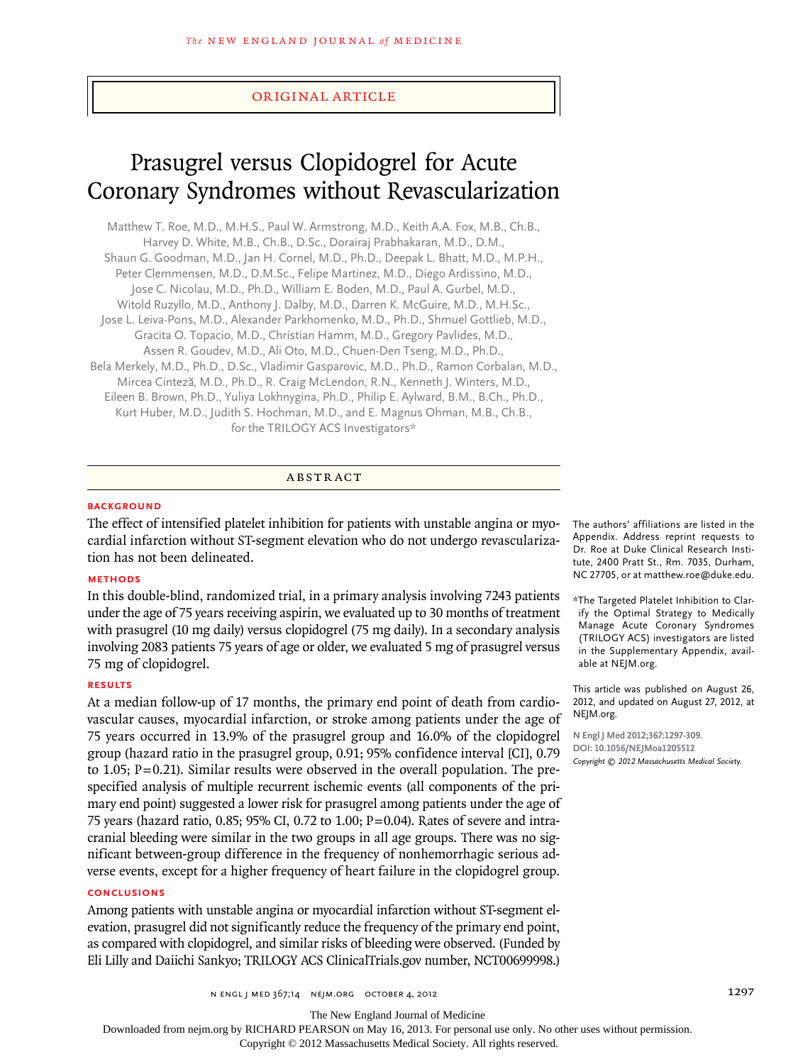ORIGINAL ARTICLE

# Prasugrel versus Clopidogrel for Acute Coronary Syndromes without Revascularization

Matthew T. Roe, M.D., M.H.S., Paul W. Armstrong, M.D., Keith A.A. Fox, M.B., Ch.B., Harvey D. White, M.B., Ch.B., D.Sc., Dorairaj Prabhakaran, M.D., D.M., Shaun G. Goodman, M.D., Jan H. Cornel, M.D., Ph.D., Deepak L. Bhatt, M.D., M.P.H., Peter Clemmensen, M.D., D.M.Sc., Felipe Martinez, M.D., Diego Ardissino, M.D., Jose C. Nicolau, M.D., Ph.D., William E. Boden, M.D., Paul A. Gurbel, M.D., Witold Ruzyllo, M.D., Anthony J. Dalby, M.D., Darren K. McGuire, M.D., M.H.Sc., Jose L. Leiva-Pons, M.D., Alexander Parkhomenko, M.D., Ph.D., Shmuel Gottlieb, M.D., Gracita O. Topacio, M.D., Christian Hamm, M.D., Gregory Pavlides, M.D., Assen R. Goudev, M.D., Ali Oto, M.D., Chuen-Den Tseng, M.D., Ph.D., Bela Merkely, M.D., Ph.D., D.Sc., Vladimir Gasparovic, M.D., Ph.D., Ramon Corbalan, M.D., Mircea Cinteză, M.D., Ph.D., R. Craig McLendon, R.N., Kenneth J. Winters, M.D., Eileen B. Brown, Ph.D., Yuliya Lokhnygina, Ph.D., Philip E. Aylward, B.M., B.Ch., Ph.D., Kurt Huber, M.D., Judith S. Hochman, M.D., and E. Magnus Ohman, M.B., Ch.B., for the TRILOGY ACS Investigators*

## ABSTRACT

### BACKGROUND

The effect of intensified platelet inhibition for patients with unstable angina or myocardial infarction without ST-segment elevation who do not undergo revascularization has not been delineated.

### METHODS

In this double-blind, randomized trial, in a primary analysis involving 7243 patients under the age of 75 years receiving aspirin, we evaluated up to 30 months of treatment with prasugrel (10 mg daily) versus clopidogrel (75 mg daily). In a secondary analysis involving 2083 patients 75 years of age or older, we evaluated 5 mg of prasugrel versus 75 mg of clopidogrel.

### RESULTS

At a median follow-up of 17 months, the primary end point of death from cardiovascular causes, myocardial infarction, or stroke among patients under the age of 75 years occurred in 13.9% of the prasugrel group and 16.0% of the clopidogrel group (hazard ratio in the prasugrel group, 0.91; 95% confidence interval [CI], 0.79 to 1.05; P=0.21). Similar results were observed in the overall population. The prespecified analysis of multiple recurrent ischemic events (all components of the primary end point) suggested a lower risk for prasugrel among patients under the age of 75 years (hazard ratio, 0.85; 95% CI, 0.72 to 1.00; P=0.04). Rates of severe and intracranial bleeding were similar in the two groups in all age groups. There was no significant between-group difference in the frequency of nonhemorrhagic serious adverse events, except for a higher frequency of heart failure in the clopidogrel group.

### CONCLUSIONS

Among patients with unstable angina or myocardial infarction without ST-segment elevation, prasugrel did not significantly reduce the frequency of the primary end point, as compared with clopidogrel, and similar risks of bleeding were observed. (Funded by Eli Lilly and Daiichi Sankyo; TRILOGY ACS ClinicalTrials.gov number, NCT00699998.)

The authors' affiliations are listed in the Appendix. Address reprint requests to Dr. Roe at Duke Clinical Research Institute, 2400 Pratt St., Rm. 7035, Durham, NC 27705, or at matthew.roe@duke.edu.

*The Targeted Platelet Inhibition to Clarify the Optimal Strategy to Medically Manage Acute Coronary Syndromes (TRILOGY ACS) investigators are listed in the Supplementary Appendix, available at NEJM.org.

This article was published on August 26, 2012, and updated on August 27, 2012, at NEJM.org.

N Engl J Med 2012;367:1297-309.
DOI: 10.1056/NEJMoa1205512
Copyright © 2012 Massachusetts Medical Society.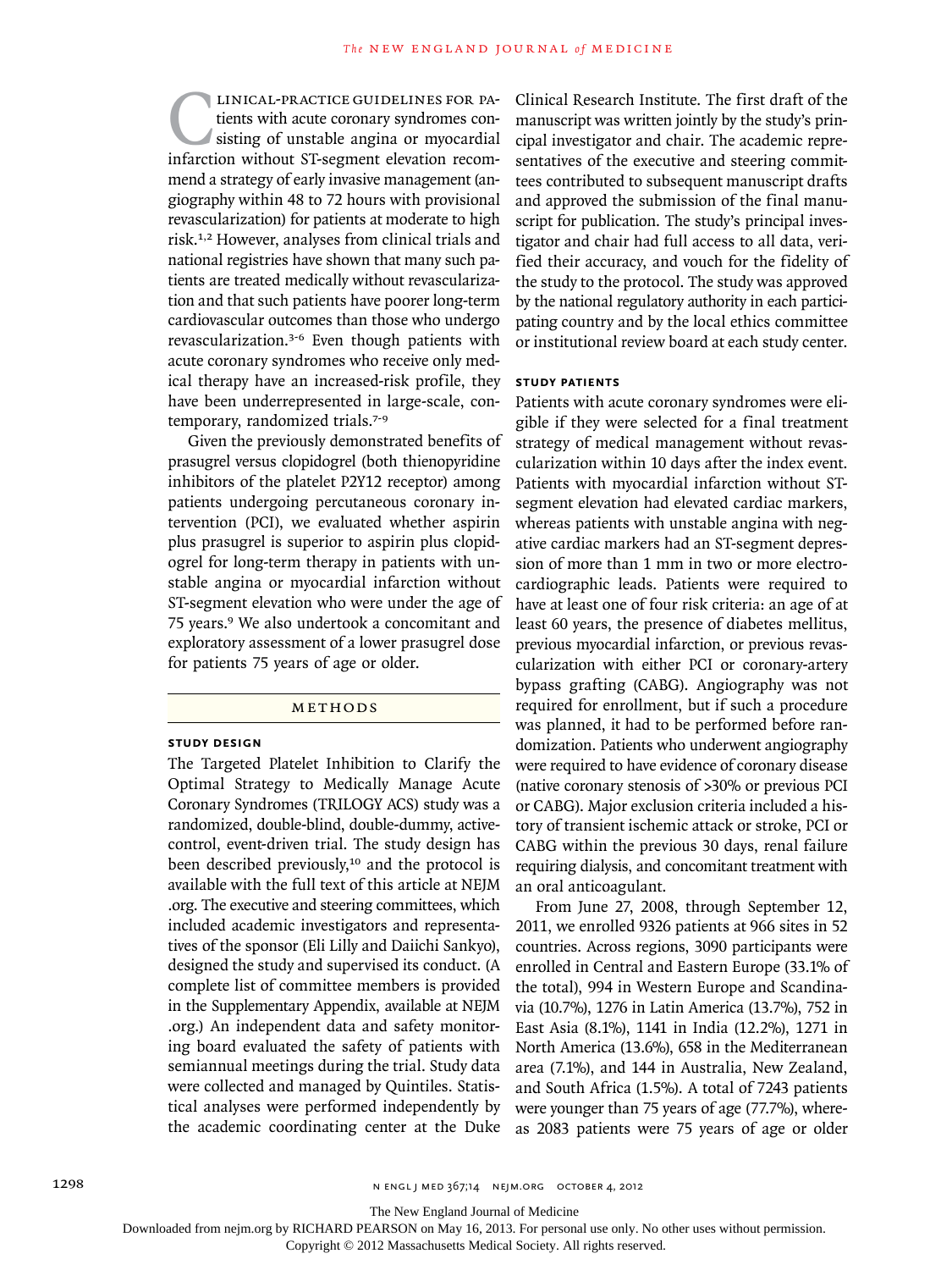Clinical-practice guidelines for patients with acute coronary syndromes consisting of unstable angina or myocardial infarction without ST-segment elevation recommend a strategy of early invasive management (angiography within 48 to 72 hours with provisional revascularization) for patients at moderate to high risk.[1,2] However, analyses from clinical trials and national registries have shown that many such patients are treated medically without revascularization and that such patients have poorer long-term cardiovascular outcomes than those who undergo revascularization.[3-6] Even though patients with acute coronary syndromes who receive only medical therapy have an increased-risk profile, they have been underrepresented in large-scale, contemporary, randomized trials.[7-9]

Given the previously demonstrated benefits of prasugrel versus clopidogrel (both thienopyridine inhibitors of the platelet P2Y12 receptor) among patients undergoing percutaneous coronary intervention (PCI), we evaluated whether aspirin plus prasugrel is superior to aspirin plus clopidogrel for long-term therapy in patients with unstable angina or myocardial infarction without ST-segment elevation who were under the age of 75 years.[9] We also undertook a concomitant and exploratory assessment of a lower prasugrel dose for patients 75 years of age or older.

## Methods

### Study Design

The Targeted Platelet Inhibition to Clarify the Optimal Strategy to Medically Manage Acute Coronary Syndromes (TRILOGY ACS) study was a randomized, double-blind, double-dummy, active-control, event-driven trial. The study design has been described previously,[10] and the protocol is available with the full text of this article at NEJM.org. The executive and steering committees, which included academic investigators and representatives of the sponsor (Eli Lilly and Daiichi Sankyo), designed the study and supervised its conduct. (A complete list of committee members is provided in the Supplementary Appendix, available at NEJM.org.) An independent data and safety monitoring board evaluated the safety of patients with semiannual meetings during the trial. Study data were collected and managed by Quintiles. Statistical analyses were performed independently by the academic coordinating center at the Duke Clinical Research Institute. The first draft of the manuscript was written jointly by the study's principal investigator and chair. The academic representatives of the executive and steering committees contributed to subsequent manuscript drafts and approved the submission of the final manuscript for publication. The study's principal investigator and chair had full access to all data, verified their accuracy, and vouch for the fidelity of the study to the protocol. The study was approved by the national regulatory authority in each participating country and by the local ethics committee or institutional review board at each study center.

### Study Patients

Patients with acute coronary syndromes were eligible if they were selected for a final treatment strategy of medical management without revascularization within 10 days after the index event. Patients with myocardial infarction without ST-segment elevation had elevated cardiac markers, whereas patients with unstable angina with negative cardiac markers had an ST-segment depression of more than 1 mm in two or more electrocardiographic leads. Patients were required to have at least one of four risk criteria: an age of at least 60 years, the presence of diabetes mellitus, previous myocardial infarction, or previous revascularization with either PCI or coronary-artery bypass grafting (CABG). Angiography was not required for enrollment, but if such a procedure was planned, it had to be performed before randomization. Patients who underwent angiography were required to have evidence of coronary disease (native coronary stenosis of >30% or previous PCI or CABG). Major exclusion criteria included a history of transient ischemic attack or stroke, PCI or CABG within the previous 30 days, renal failure requiring dialysis, and concomitant treatment with an oral anticoagulant.

From June 27, 2008, through September 12, 2011, we enrolled 9326 patients at 966 sites in 52 countries. Across regions, 3090 participants were enrolled in Central and Eastern Europe (33.1% of the total), 994 in Western Europe and Scandinavia (10.7%), 1276 in Latin America (13.7%), 752 in East Asia (8.1%), 1141 in India (12.2%), 1271 in North America (13.6%), 658 in the Mediterranean area (7.1%), and 144 in Australia, New Zealand, and South Africa (1.5%). A total of 7243 patients were younger than 75 years of age (77.7%), whereas 2083 patients were 75 years of age or older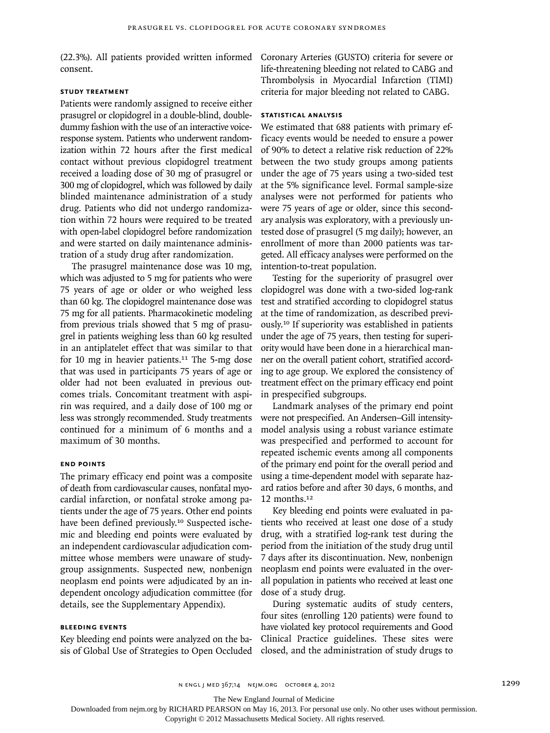(22.3%). All patients provided written informed consent.

### STUDY TREATMENT

Patients were randomly assigned to receive either prasugrel or clopidogrel in a double-blind, double-dummy fashion with the use of an interactive voice-response system. Patients who underwent randomization within 72 hours after the first medical contact without previous clopidogrel treatment received a loading dose of 30 mg of prasugrel or 300 mg of clopidogrel, which was followed by daily blinded maintenance administration of a study drug. Patients who did not undergo randomization within 72 hours were required to be treated with open-label clopidogrel before randomization and were started on daily maintenance administration of a study drug after randomization.

The prasugrel maintenance dose was 10 mg, which was adjusted to 5 mg for patients who were 75 years of age or older or who weighed less than 60 kg. The clopidogrel maintenance dose was 75 mg for all patients. Pharmacokinetic modeling from previous trials showed that 5 mg of prasugrel in patients weighing less than 60 kg resulted in an antiplatelet effect that was similar to that for 10 mg in heavier patients.[11] The 5-mg dose that was used in participants 75 years of age or older had not been evaluated in previous outcomes trials. Concomitant treatment with aspirin was required, and a daily dose of 100 mg or less was strongly recommended. Study treatments continued for a minimum of 6 months and a maximum of 30 months.

### END POINTS

The primary efficacy end point was a composite of death from cardiovascular causes, nonfatal myocardial infarction, or nonfatal stroke among patients under the age of 75 years. Other end points have been defined previously.[10] Suspected ischemic and bleeding end points were evaluated by an independent cardiovascular adjudication committee whose members were unaware of study-group assignments. Suspected new, nonbenign neoplasm end points were adjudicated by an independent oncology adjudication committee (for details, see the Supplementary Appendix).

### BLEEDING EVENTS

Key bleeding end points were analyzed on the basis of Global Use of Strategies to Open Occluded Coronary Arteries (GUSTO) criteria for severe or life-threatening bleeding not related to CABG and Thrombolysis in Myocardial Infarction (TIMI) criteria for major bleeding not related to CABG.

### STATISTICAL ANALYSIS

We estimated that 688 patients with primary efficacy events would be needed to ensure a power of 90% to detect a relative risk reduction of 22% between the two study groups among patients under the age of 75 years using a two-sided test at the 5% significance level. Formal sample-size analyses were not performed for patients who were 75 years of age or older, since this secondary analysis was exploratory, with a previously untested dose of prasugrel (5 mg daily); however, an enrollment of more than 2000 patients was targeted. All efficacy analyses were performed on the intention-to-treat population.

Testing for the superiority of prasugrel over clopidogrel was done with a two-sided log-rank test and stratified according to clopidogrel status at the time of randomization, as described previously.[10] If superiority was established in patients under the age of 75 years, then testing for superiority would have been done in a hierarchical manner on the overall patient cohort, stratified according to age group. We explored the consistency of treatment effect on the primary efficacy end point in prespecified subgroups.

Landmark analyses of the primary end point were not prespecified. An Andersen–Gill intensity-model analysis using a robust variance estimate was prespecified and performed to account for repeated ischemic events among all components of the primary end point for the overall period and using a time-dependent model with separate hazard ratios before and after 30 days, 6 months, and 12 months.[12]

Key bleeding end points were evaluated in patients who received at least one dose of a study drug, with a stratified log-rank test during the period from the initiation of the study drug until 7 days after its discontinuation. New, nonbenign neoplasm end points were evaluated in the overall population in patients who received at least one dose of a study drug.

During systematic audits of study centers, four sites (enrolling 120 patients) were found to have violated key protocol requirements and Good Clinical Practice guidelines. These sites were closed, and the administration of study drugs to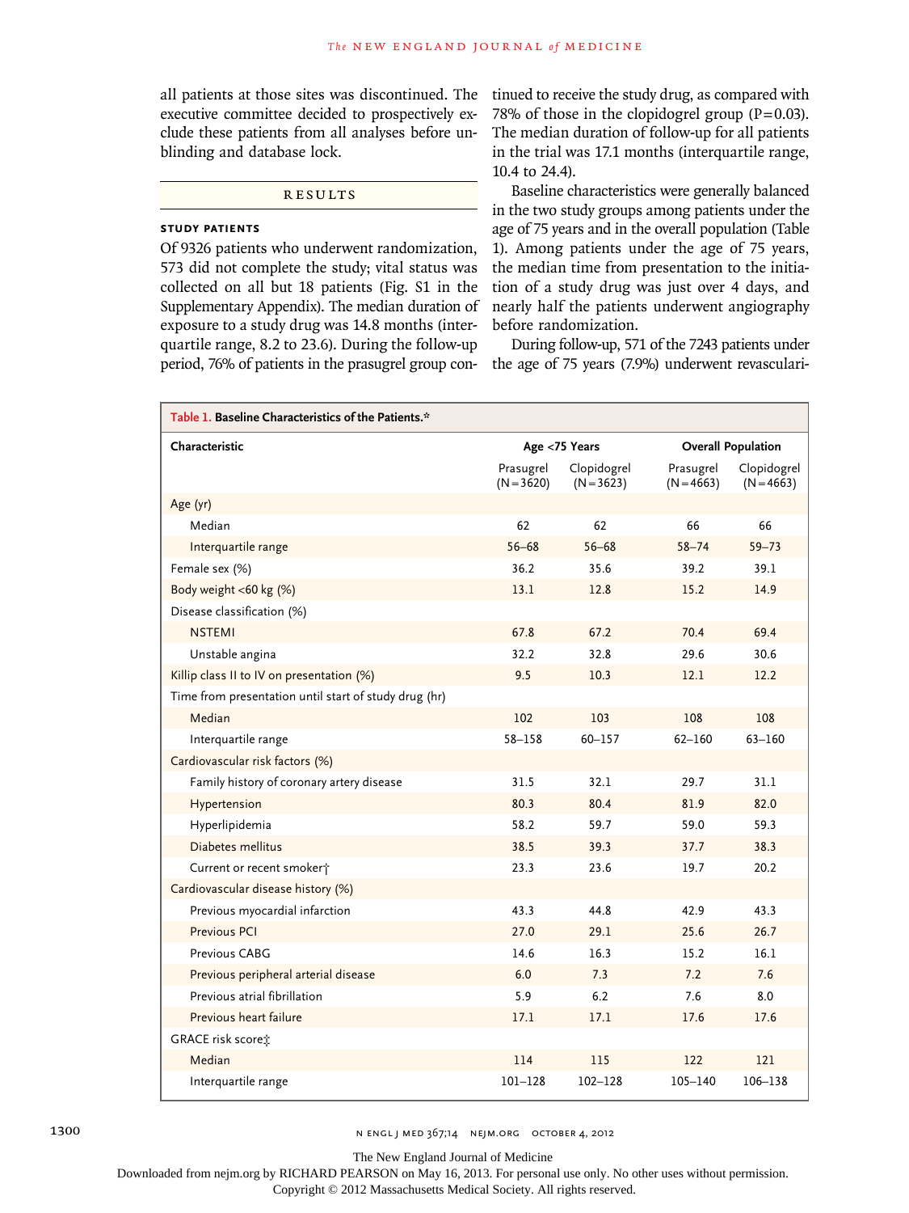all patients at those sites was discontinued. The executive committee decided to prospectively exclude these patients from all analyses before unblinding and database lock.

## RESULTS

### STUDY PATIENTS

Of 9326 patients who underwent randomization, 573 did not complete the study; vital status was collected on all but 18 patients (Fig. S1 in the Supplementary Appendix). The median duration of exposure to a study drug was 14.8 months (interquartile range, 8.2 to 23.6). During the follow-up period, 76% of patients in the prasugrel group continued to receive the study drug, as compared with 78% of those in the clopidogrel group (P=0.03). The median duration of follow-up for all patients in the trial was 17.1 months (interquartile range, 10.4 to 24.4).

Baseline characteristics were generally balanced in the two study groups among patients under the age of 75 years and in the overall population (Table 1). Among patients under the age of 75 years, the median time from presentation to the initiation of a study drug was just over 4 days, and nearly half the patients underwent angiography before randomization.

During follow-up, 571 of the 7243 patients under the age of 75 years (7.9%) underwent revasculari-

**Table 1. Baseline Characteristics of the Patients.***

| Characteristic | Age <75 Years | | Overall Population | |
|---|---|---|---|---|
| | Prasugrel (N=3620) | Clopidogrel (N=3623) | Prasugrel (N=4663) | Clopidogrel (N=4663) |
| Age (yr) | | | | |
| Median | 62 | 62 | 66 | 66 |
| Interquartile range | 56–68 | 56–68 | 58–74 | 59–73 |
| Female sex (%) | 36.2 | 35.6 | 39.2 | 39.1 |
| Body weight <60 kg (%) | 13.1 | 12.8 | 15.2 | 14.9 |
| Disease classification (%) | | | | |
| NSTEMI | 67.8 | 67.2 | 70.4 | 69.4 |
| Unstable angina | 32.2 | 32.8 | 29.6 | 30.6 |
| Killip class II to IV on presentation (%) | 9.5 | 10.3 | 12.1 | 12.2 |
| Time from presentation until start of study drug (hr) | | | | |
| Median | 102 | 103 | 108 | 108 |
| Interquartile range | 58–158 | 60–157 | 62–160 | 63–160 |
| Cardiovascular risk factors (%) | | | | |
| Family history of coronary artery disease | 31.5 | 32.1 | 29.7 | 31.1 |
| Hypertension | 80.3 | 80.4 | 81.9 | 82.0 |
| Hyperlipidemia | 58.2 | 59.7 | 59.0 | 59.3 |
| Diabetes mellitus | 38.5 | 39.3 | 37.7 | 38.3 |
| Current or recent smoker† | 23.3 | 23.6 | 19.7 | 20.2 |
| Cardiovascular disease history (%) | | | | |
| Previous myocardial infarction | 43.3 | 44.8 | 42.9 | 43.3 |
| Previous PCI | 27.0 | 29.1 | 25.6 | 26.7 |
| Previous CABG | 14.6 | 16.3 | 15.2 | 16.1 |
| Previous peripheral arterial disease | 6.0 | 7.3 | 7.2 | 7.6 |
| Previous atrial fibrillation | 5.9 | 6.2 | 7.6 | 8.0 |
| Previous heart failure | 17.1 | 17.1 | 17.6 | 17.6 |
| GRACE risk score‡ | | | | |
| Median | 114 | 115 | 122 | 121 |
| Interquartile range | 101–128 | 102–128 | 105–140 | 106–138 |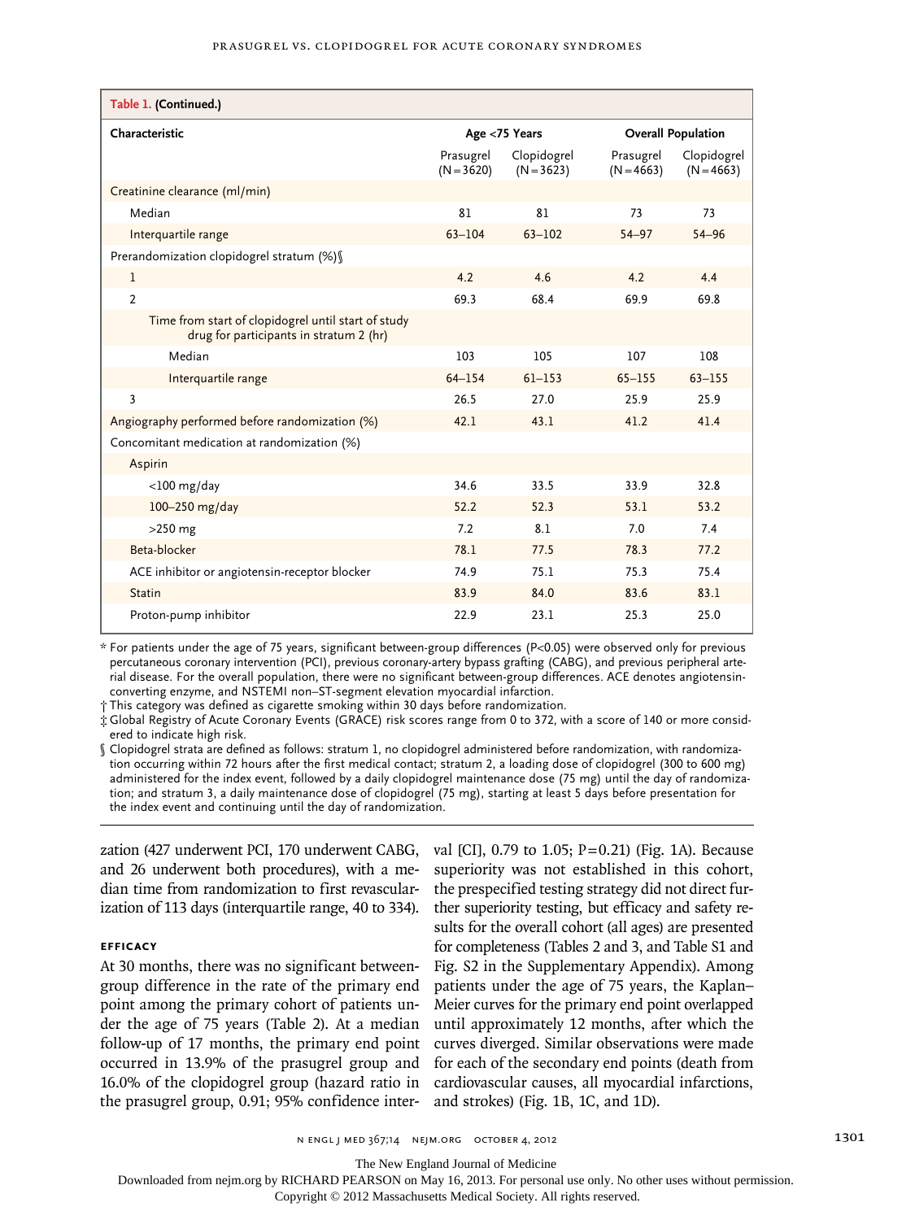| Table 1. (Continued.) | | | | |
|---|---|---|---|---|
| Characteristic | Age <75 Years | | Overall Population | |
| | Prasugrel (N=3620) | Clopidogrel (N=3623) | Prasugrel (N=4663) | Clopidogrel (N=4663) |
| Creatinine clearance (ml/min) | | | | |
| Median | 81 | 81 | 73 | 73 |
| Interquartile range | 63–104 | 63–102 | 54–97 | 54–96 |
| Prerandomization clopidogrel stratum (%)§ | | | | |
| 1 | 4.2 | 4.6 | 4.2 | 4.4 |
| 2 | 69.3 | 68.4 | 69.9 | 69.8 |
| Time from start of clopidogrel until start of study drug for participants in stratum 2 (hr) | | | | |
| Median | 103 | 105 | 107 | 108 |
| Interquartile range | 64–154 | 61–153 | 65–155 | 63–155 |
| 3 | 26.5 | 27.0 | 25.9 | 25.9 |
| Angiography performed before randomization (%) | 42.1 | 43.1 | 41.2 | 41.4 |
| Concomitant medication at randomization (%) | | | | |
| Aspirin | | | | |
| <100 mg/day | 34.6 | 33.5 | 33.9 | 32.8 |
| 100–250 mg/day | 52.2 | 52.3 | 53.1 | 53.2 |
| >250 mg | 7.2 | 8.1 | 7.0 | 7.4 |
| Beta-blocker | 78.1 | 77.5 | 78.3 | 77.2 |
| ACE inhibitor or angiotensin-receptor blocker | 74.9 | 75.1 | 75.3 | 75.4 |
| Statin | 83.9 | 84.0 | 83.6 | 83.1 |
| Proton-pump inhibitor | 22.9 | 23.1 | 25.3 | 25.0 |

* For patients under the age of 75 years, significant between-group differences ($P<0.05$) were observed only for previous percutaneous coronary intervention (PCI), previous coronary-artery bypass grafting (CABG), and previous peripheral arterial disease. For the overall population, there were no significant between-group differences. ACE denotes angiotensin-converting enzyme, and NSTEMI non–ST-segment elevation myocardial infarction.

† This category was defined as cigarette smoking within 30 days before randomization.

‡ Global Registry of Acute Coronary Events (GRACE) risk scores range from 0 to 372, with a score of 140 or more considered to indicate high risk.

§ Clopidogrel strata are defined as follows: stratum 1, no clopidogrel administered before randomization, with randomization occurring within 72 hours after the first medical contact; stratum 2, a loading dose of clopidogrel (300 to 600 mg) administered for the index event, followed by a daily clopidogrel maintenance dose (75 mg) until the day of randomization; and stratum 3, a daily maintenance dose of clopidogrel (75 mg), starting at least 5 days before presentation for the index event and continuing until the day of randomization.

zation (427 underwent PCI, 170 underwent CABG, and 26 underwent both procedures), with a median time from randomization to first revascularization of 113 days (interquartile range, 40 to 334).

### EFFICACY

At 30 months, there was no significant between-group difference in the rate of the primary end point among the primary cohort of patients under the age of 75 years (Table 2). At a median follow-up of 17 months, the primary end point occurred in 13.9% of the prasugrel group and 16.0% of the clopidogrel group (hazard ratio in the prasugrel group, 0.91; 95% confidence interval [CI], 0.79 to 1.05; $P=0.21$) (Fig. 1A). Because superiority was not established in this cohort, the prespecified testing strategy did not direct further superiority testing, but efficacy and safety results for the overall cohort (all ages) are presented for completeness (Tables 2 and 3, and Table S1 and Fig. S2 in the Supplementary Appendix). Among patients under the age of 75 years, the Kaplan–Meier curves for the primary end point overlapped until approximately 12 months, after which the curves diverged. Similar observations were made for each of the secondary end points (death from cardiovascular causes, all myocardial infarctions, and strokes) (Fig. 1B, 1C, and 1D).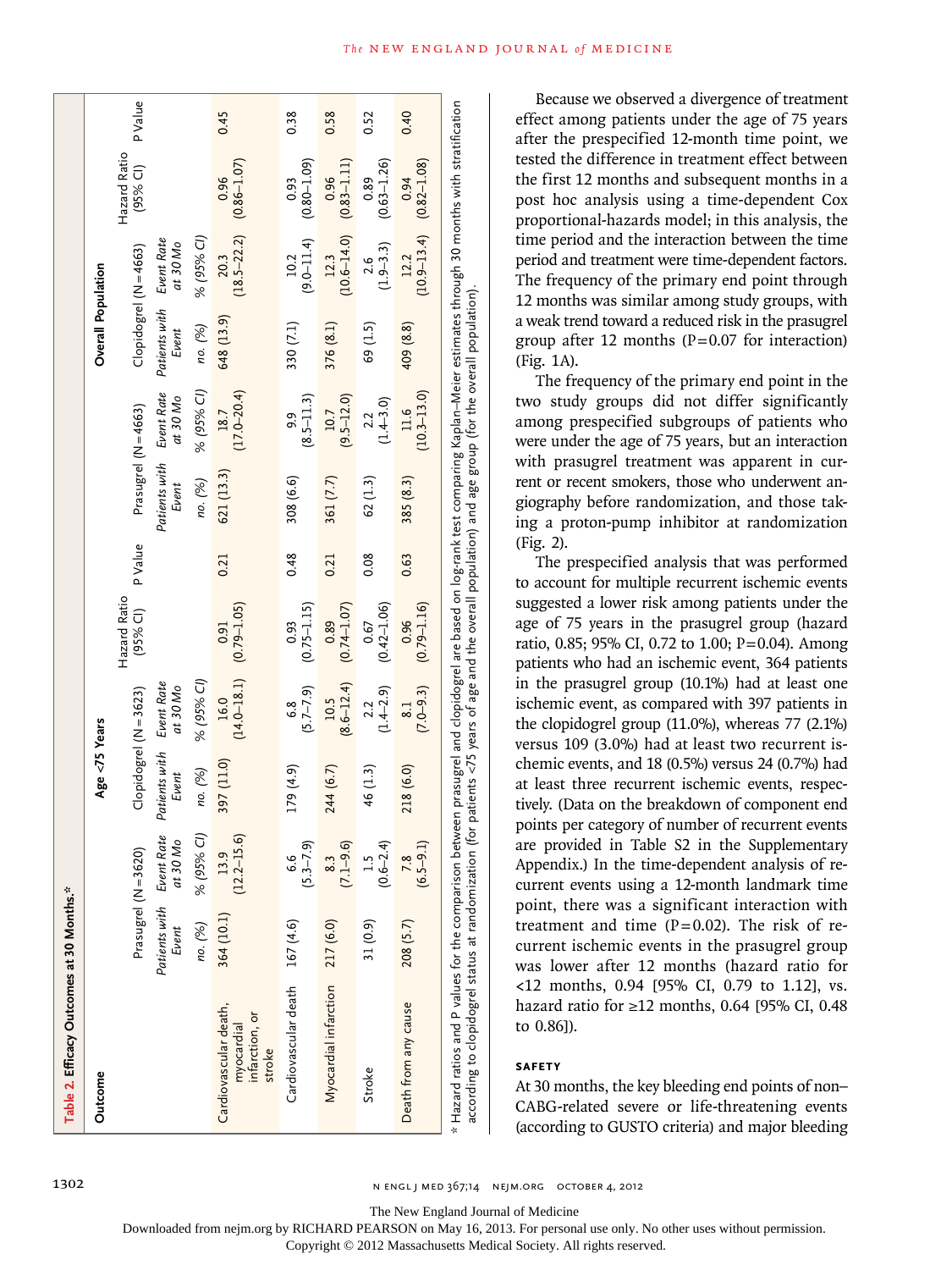**Table 2. Efficacy Outcomes at 30 Months.***

| Outcome | Age <75 Years | | | | | | | Overall Population | | | | | | |
|---|---|---|---|---|---|---|---|---|---|---|---|---|---|---|
| | Prasugrel (N=3620) | | Clopidogrel (N=3623) | | Hazard Ratio (95% CI) | P Value | | Prasugrel (N=4663) | | Clopidogrel (N=4663) | | Hazard Ratio (95% CI) | P Value | |
| | Patients with Event | Event Rate at 30 Mo | Patients with Event | Event Rate at 30 Mo | | | | Patients with Event | Event Rate at 30 Mo | Patients with Event | Event Rate at 30 Mo | | | |
| | no. (%) | % (95% CI) | no. (%) | % (95% CI) | | | | no. (%) | % (95% CI) | no. (%) | % (95% CI) | | | |
| Cardiovascular death, myocardial infarction, or stroke | 364 (10.1) | 13.9 (12.2–15.6) | 397 (11.0) | 16.0 (14.0–18.1) | 0.91 (0.79–1.05) | 0.21 | | 621 (13.3) | 18.7 (17.0–20.4) | 648 (13.9) | 20.3 (18.5–22.2) | 0.96 (0.86–1.07) | 0.45 | |
| Cardiovascular death | 167 (4.6) | 6.6 (5.3–7.9) | 179 (4.9) | 6.8 (5.7–7.9) | 0.93 (0.75–1.15) | 0.48 | | 308 (6.6) | 9.9 (8.5–11.3) | 330 (7.1) | 10.2 (9.0–11.4) | 0.93 (0.80–1.09) | 0.38 | |
| Myocardial infarction | 217 (6.0) | 8.3 (7.1–9.6) | 244 (6.7) | 10.5 (8.6–12.4) | 0.89 (0.74–1.07) | 0.21 | | 361 (7.7) | 10.7 (9.5–12.0) | 376 (8.1) | 12.3 (10.6–14.0) | 0.96 (0.83–1.11) | 0.58 | |
| Stroke | 31 (0.9) | 1.5 (0.6–2.4) | 46 (1.3) | 2.2 (1.4–2.9) | 0.67 (0.42–1.06) | 0.08 | | 62 (1.3) | 2.2 (1.4–3.0) | 69 (1.5) | 2.6 (1.9–3.3) | 0.89 (0.63–1.26) | 0.52 | |
| Death from any cause | 208 (5.7) | 7.8 (6.5–9.1) | 218 (6.0) | 8.1 (7.0–9.3) | 0.96 (0.79–1.16) | 0.63 | | 385 (8.3) | 11.6 (10.3–13.0) | 409 (8.8) | 12.2 (10.9–13.4) | 0.94 (0.82–1.08) | 0.40 | |

\* Hazard ratios and P values for the comparison between prasugrel and clopidogrel are based on log-rank test comparing Kaplan–Meier estimates through 30 months with stratification according to clopidogrel status at randomization (for patients <75 years of age and the overall population) and age group (for the overall population).

Because we observed a divergence of treatment effect among patients under the age of 75 years after the prespecified 12-month time point, we tested the difference in treatment effect between the first 12 months and subsequent months in a post hoc analysis using a time-dependent Cox proportional-hazards model; in this analysis, the time period and the interaction between the time period and treatment were time-dependent factors. The frequency of the primary end point through 12 months was similar among study groups, with a weak trend toward a reduced risk in the prasugrel group after 12 months (P=0.07 for interaction) (Fig. 1A).

The frequency of the primary end point in the two study groups did not differ significantly among prespecified subgroups of patients who were under the age of 75 years, but an interaction with prasugrel treatment was apparent in current or recent smokers, those who underwent angiography before randomization, and those taking a proton-pump inhibitor at randomization (Fig. 2).

The prespecified analysis that was performed to account for multiple recurrent ischemic events suggested a lower risk among patients under the age of 75 years in the prasugrel group (hazard ratio, 0.85; 95% CI, 0.72 to 1.00; P=0.04). Among patients who had an ischemic event, 364 patients in the prasugrel group (10.1%) had at least one ischemic event, as compared with 397 patients in the clopidogrel group (11.0%), whereas 77 (2.1%) versus 109 (3.0%) had at least two recurrent ischemic events, and 18 (0.5%) versus 24 (0.7%) had at least three recurrent ischemic events, respectively. (Data on the breakdown of component end points per category of number of recurrent events are provided in Table S2 in the Supplementary Appendix.) In the time-dependent analysis of recurrent events using a 12-month landmark time point, there was a significant interaction with treatment and time (P=0.02). The risk of recurrent ischemic events in the prasugrel group was lower after 12 months (hazard ratio for <12 months, 0.94 [95% CI, 0.79 to 1.12], vs. hazard ratio for ≥12 months, 0.64 [95% CI, 0.48 to 0.86]).

### SAFETY

At 30 months, the key bleeding end points of non–CABG-related severe or life-threatening events (according to GUSTO criteria) and major bleeding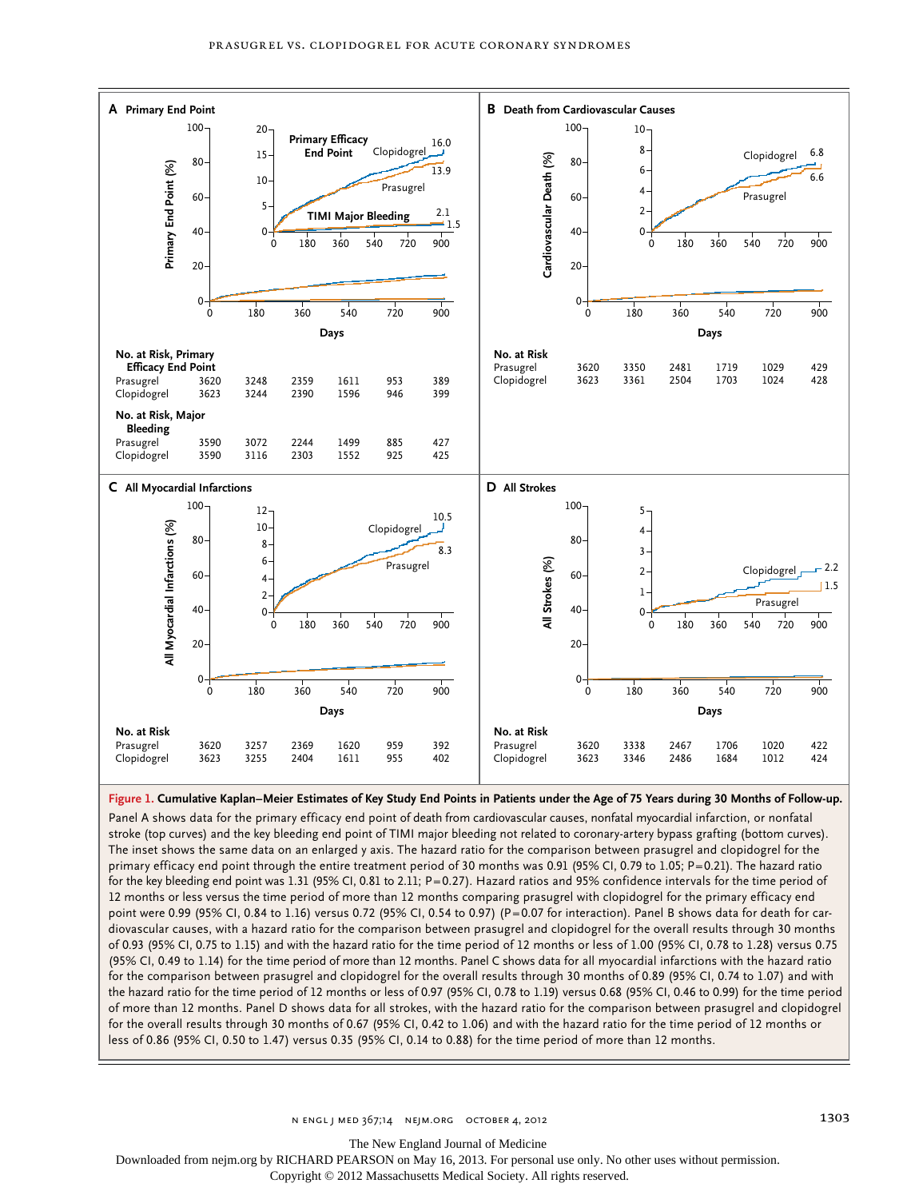**A Primary End Point**

No. at Risk, Primary Efficacy End Point

| | 0 | 180 | 360 | 540 | 720 | 900 |
|---|---|---|---|---|---|---|
| Prasugrel | 3620 | 3248 | 2359 | 1611 | 953 | 389 |
| Clopidogrel | 3623 | 3244 | 2390 | 1596 | 946 | 399 |

No. at Risk, Major Bleeding

| | 0 | 180 | 360 | 540 | 720 | 900 |
|---|---|---|---|---|---|---|
| Prasugrel | 3590 | 3072 | 2244 | 1499 | 885 | 427 |
| Clopidogrel | 3590 | 3116 | 2303 | 1552 | 925 | 425 |

**B Death from Cardiovascular Causes**

No. at Risk

| | 0 | 180 | 360 | 540 | 720 | 900 |
|---|---|---|---|---|---|---|
| Prasugrel | 3620 | 3350 | 2481 | 1719 | 1029 | 429 |
| Clopidogrel | 3623 | 3361 | 2504 | 1703 | 1024 | 428 |

**C All Myocardial Infarctions**

No. at Risk

| | 0 | 180 | 360 | 540 | 720 | 900 |
|---|---|---|---|---|---|---|
| Prasugrel | 3620 | 3257 | 2369 | 1620 | 959 | 392 |
| Clopidogrel | 3623 | 3255 | 2404 | 1611 | 955 | 402 |

**D All Strokes**

No. at Risk

| | 0 | 180 | 360 | 540 | 720 | 900 |
|---|---|---|---|---|---|---|
| Prasugrel | 3620 | 3338 | 2467 | 1706 | 1020 | 422 |
| Clopidogrel | 3623 | 3346 | 2486 | 1684 | 1012 | 424 |

**Figure 1. Cumulative Kaplan–Meier Estimates of Key Study End Points in Patients under the Age of 75 Years during 30 Months of Follow-up.**

Panel A shows data for the primary efficacy end point of death from cardiovascular causes, nonfatal myocardial infarction, or nonfatal stroke (top curves) and the key bleeding end point of TIMI major bleeding not related to coronary-artery bypass grafting (bottom curves). The inset shows the same data on an enlarged y axis. The hazard ratio for the comparison between prasugrel and clopidogrel for the primary efficacy end point through the entire treatment period of 30 months was 0.91 (95% CI, 0.79 to 1.05; P=0.21). The hazard ratio for the key bleeding end point was 1.31 (95% CI, 0.81 to 2.11; P=0.27). Hazard ratios and 95% confidence intervals for the time period of 12 months or less versus the time period of more than 12 months comparing prasugrel with clopidogrel for the primary efficacy end point were 0.99 (95% CI, 0.84 to 1.16) versus 0.72 (95% CI, 0.54 to 0.97) (P=0.07 for interaction). Panel B shows data for death for cardiovascular causes, with a hazard ratio for the comparison between prasugrel and clopidogrel for the overall results through 30 months of 0.93 (95% CI, 0.75 to 1.15) and with the hazard ratio for the time period of 12 months or less of 1.00 (95% CI, 0.78 to 1.28) versus 0.75 (95% CI, 0.49 to 1.14) for the time period of more than 12 months. Panel C shows data for all myocardial infarctions with the hazard ratio for the comparison between prasugrel and clopidogrel for the overall results through 30 months of 0.89 (95% CI, 0.74 to 1.07) and with the hazard ratio for the time period of 12 months or less of 0.97 (95% CI, 0.78 to 1.19) versus 0.68 (95% CI, 0.46 to 0.99) for the time period of more than 12 months. Panel D shows data for all strokes, with the hazard ratio for the comparison between prasugrel and clopidogrel for the overall results through 30 months of 0.67 (95% CI, 0.42 to 1.06) and with the hazard ratio for the time period of 12 months or less of 0.86 (95% CI, 0.50 to 1.47) versus 0.35 (95% CI, 0.14 to 0.88) for the time period of more than 12 months.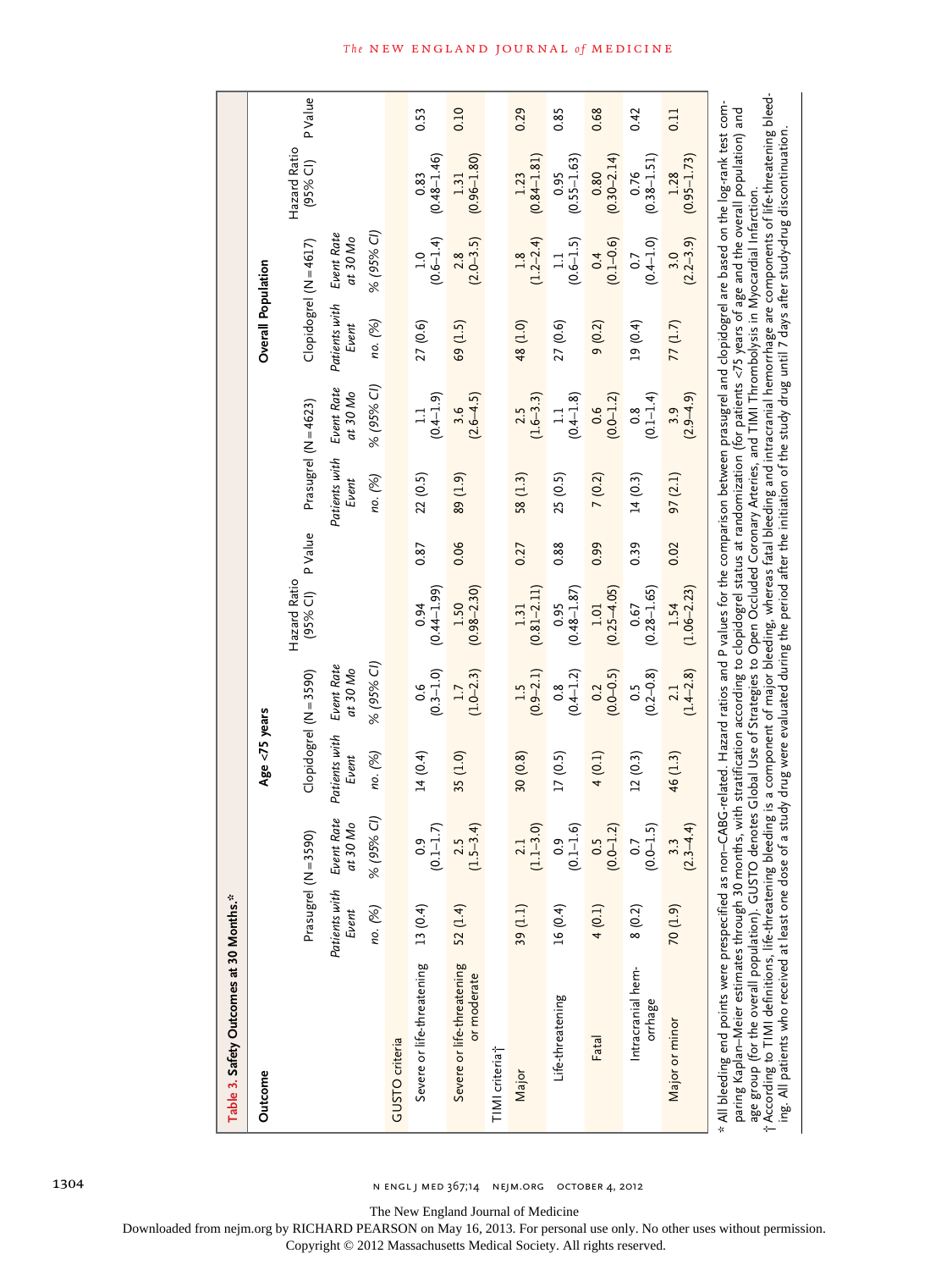**Table 3. Safety Outcomes at 30 Months.***

| Outcome | Age <75 years | | | | | | Overall Population | | | | | |
|---|---|---|---|---|---|---|---|---|---|---|---|---|
| | Prasugrel (N=3590) | | Clopidogrel (N=3590) | | Hazard Ratio (95% CI) | P Value | Prasugrel (N=4623) | | Clopidogrel (N=4617) | | Hazard Ratio (95% CI) | P Value |
| | Patients with Event | Event Rate at 30 Mo | Patients with Event | Event Rate at 30 Mo | | | Patients with Event | Event Rate at 30 Mo | Patients with Event | Event Rate at 30 Mo | | |
| | no. (%) | % (95% CI) | no. (%) | % (95% CI) | | | no. (%) | % (95% CI) | no. (%) | % (95% CI) | | |
| GUSTO criteria | | | | | | | | | | | | |
| Severe or life-threatening | 13 (0.4) | 0.9 (0.1–1.7) | 14 (0.4) | 0.6 (0.3–1.0) | 0.94 (0.44–1.99) | 0.87 | 22 (0.5) | 1.1 (0.4–1.9) | 27 (0.6) | 1.0 (0.6–1.4) | 0.83 (0.48–1.46) | 0.53 |
| Severe or life-threatening or moderate | 52 (1.4) | 2.5 (1.5–3.4) | 35 (1.0) | 1.7 (1.0–2.3) | 1.50 (0.98–2.30) | 0.06 | 89 (1.9) | 3.6 (2.6–4.5) | 69 (1.5) | 2.8 (2.0–3.5) | 1.31 (0.96–1.80) | 0.10 |
| TIMI criteria† | | | | | | | | | | | | |
| Major | 39 (1.1) | 2.1 (1.1–3.0) | 30 (0.8) | 1.5 (0.9–2.1) | 1.31 (0.81–2.11) | 0.27 | 58 (1.3) | 2.5 (1.6–3.3) | 48 (1.0) | 1.8 (1.2–2.4) | 1.23 (0.84–1.81) | 0.29 |
| Life-threatening | 16 (0.4) | 0.9 (0.1–1.6) | 17 (0.5) | 0.8 (0.4–1.2) | 0.95 (0.48–1.87) | 0.88 | 25 (0.5) | 1.1 (0.4–1.8) | 27 (0.6) | 1.1 (0.6–1.5) | 0.95 (0.55–1.63) | 0.85 |
| Fatal | 4 (0.1) | 0.5 (0.0–1.2) | 4 (0.1) | 0.2 (0.0–0.5) | 1.01 (0.25–4.05) | 0.99 | 7 (0.2) | 0.6 (0.0–1.2) | 9 (0.2) | 0.4 (0.1–0.6) | 0.80 (0.30–2.14) | 0.68 |
| Intracranial hemorrhage | 8 (0.2) | 0.7 (0.0–1.5) | 12 (0.3) | 0.5 (0.2–0.8) | 0.67 (0.28–1.65) | 0.39 | 14 (0.3) | 0.8 (0.1–1.4) | 19 (0.4) | 0.7 (0.4–1.0) | 0.76 (0.38–1.51) | 0.42 |
| Major or minor | 70 (1.9) | 3.3 (2.3–4.4) | 46 (1.3) | 2.1 (1.4–2.8) | 1.54 (1.06–2.23) | 0.02 | 97 (2.1) | 3.9 (2.9–4.9) | 77 (1.7) | 3.0 (2.2–3.9) | 1.28 (0.95–1.73) | 0.11 |

\* All bleeding end points were prespecified as non–CABG-related. Hazard ratios and P values for the comparison between prasugrel and clopidogrel are based on the log-rank test comparing Kaplan–Meier estimates through 30 months, with stratification according to clopidogrel status at randomization (for patients <75 years of age and the overall population) and age group (for the overall population). GUSTO denotes Global Use of Strategies to Open Occluded Coronary Arteries, and TIMI Thrombolysis in Myocardial Infarction.

† According to TIMI definitions, life-threatening bleeding is a component of major bleeding, whereas fatal bleeding and intracranial hemorrhage are components of life-threatening bleeding. All patients who received at least one dose of a study drug were evaluated during the period after the initiation of the study drug until 7 days after study-drug discontinuation.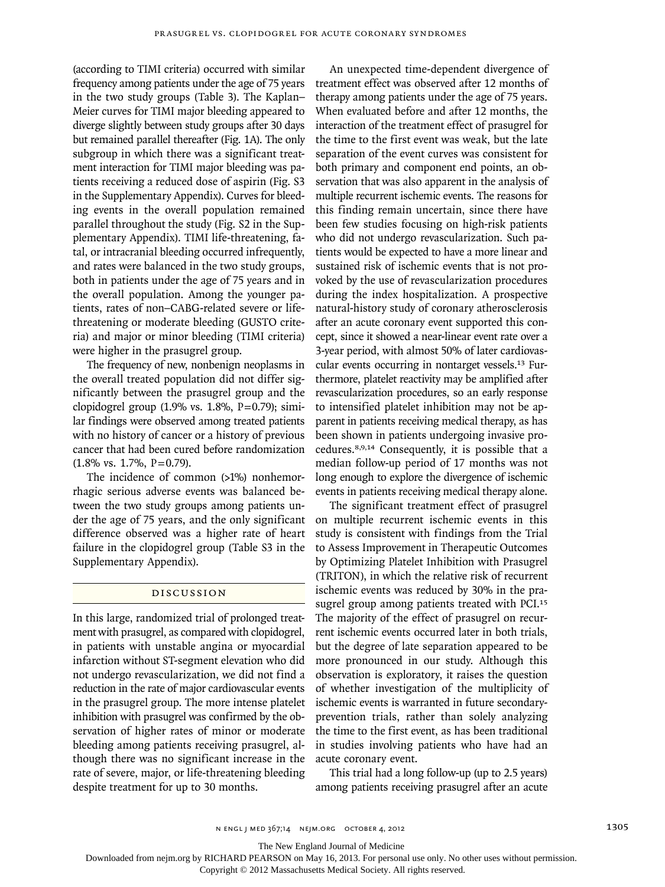(according to TIMI criteria) occurred with similar frequency among patients under the age of 75 years in the two study groups (Table 3). The Kaplan–Meier curves for TIMI major bleeding appeared to diverge slightly between study groups after 30 days but remained parallel thereafter (Fig. 1A). The only subgroup in which there was a significant treatment interaction for TIMI major bleeding was patients receiving a reduced dose of aspirin (Fig. S3 in the Supplementary Appendix). Curves for bleeding events in the overall population remained parallel throughout the study (Fig. S2 in the Supplementary Appendix). TIMI life-threatening, fatal, or intracranial bleeding occurred infrequently, and rates were balanced in the two study groups, both in patients under the age of 75 years and in the overall population. Among the younger patients, rates of non–CABG-related severe or life-threatening or moderate bleeding (GUSTO criteria) and major or minor bleeding (TIMI criteria) were higher in the prasugrel group.

The frequency of new, nonbenign neoplasms in the overall treated population did not differ significantly between the prasugrel group and the clopidogrel group (1.9% vs. 1.8%, P=0.79); similar findings were observed among treated patients with no history of cancer or a history of previous cancer that had been cured before randomization (1.8% vs. 1.7%, P=0.79).

The incidence of common (>1%) nonhemorrhagic serious adverse events was balanced between the two study groups among patients under the age of 75 years, and the only significant difference observed was a higher rate of heart failure in the clopidogrel group (Table S3 in the Supplementary Appendix).

## Discussion

In this large, randomized trial of prolonged treatment with prasugrel, as compared with clopidogrel, in patients with unstable angina or myocardial infarction without ST-segment elevation who did not undergo revascularization, we did not find a reduction in the rate of major cardiovascular events in the prasugrel group. The more intense platelet inhibition with prasugrel was confirmed by the observation of higher rates of minor or moderate bleeding among patients receiving prasugrel, although there was no significant increase in the rate of severe, major, or life-threatening bleeding despite treatment for up to 30 months.

An unexpected time-dependent divergence of treatment effect was observed after 12 months of therapy among patients under the age of 75 years. When evaluated before and after 12 months, the interaction of the treatment effect of prasugrel for the time to the first event was weak, but the late separation of the event curves was consistent for both primary and component end points, an observation that was also apparent in the analysis of multiple recurrent ischemic events. The reasons for this finding remain uncertain, since there have been few studies focusing on high-risk patients who did not undergo revascularization. Such patients would be expected to have a more linear and sustained risk of ischemic events that is not provoked by the use of revascularization procedures during the index hospitalization. A prospective natural-history study of coronary atherosclerosis after an acute coronary event supported this concept, since it showed a near-linear event rate over a 3-year period, with almost 50% of later cardiovascular events occurring in nontarget vessels.[13] Furthermore, platelet reactivity may be amplified after revascularization procedures, so an early response to intensified platelet inhibition may not be apparent in patients receiving medical therapy, as has been shown in patients undergoing invasive procedures.[8,9,14] Consequently, it is possible that a median follow-up period of 17 months was not long enough to explore the divergence of ischemic events in patients receiving medical therapy alone.

The significant treatment effect of prasugrel on multiple recurrent ischemic events in this study is consistent with findings from the Trial to Assess Improvement in Therapeutic Outcomes by Optimizing Platelet Inhibition with Prasugrel (TRITON), in which the relative risk of recurrent ischemic events was reduced by 30% in the prasugrel group among patients treated with PCI.[15] The majority of the effect of prasugrel on recurrent ischemic events occurred later in both trials, but the degree of late separation appeared to be more pronounced in our study. Although this observation is exploratory, it raises the question of whether investigation of the multiplicity of ischemic events is warranted in future secondary-prevention trials, rather than solely analyzing the time to the first event, as has been traditional in studies involving patients who have had an acute coronary event.

This trial had a long follow-up (up to 2.5 years) among patients receiving prasugrel after an acute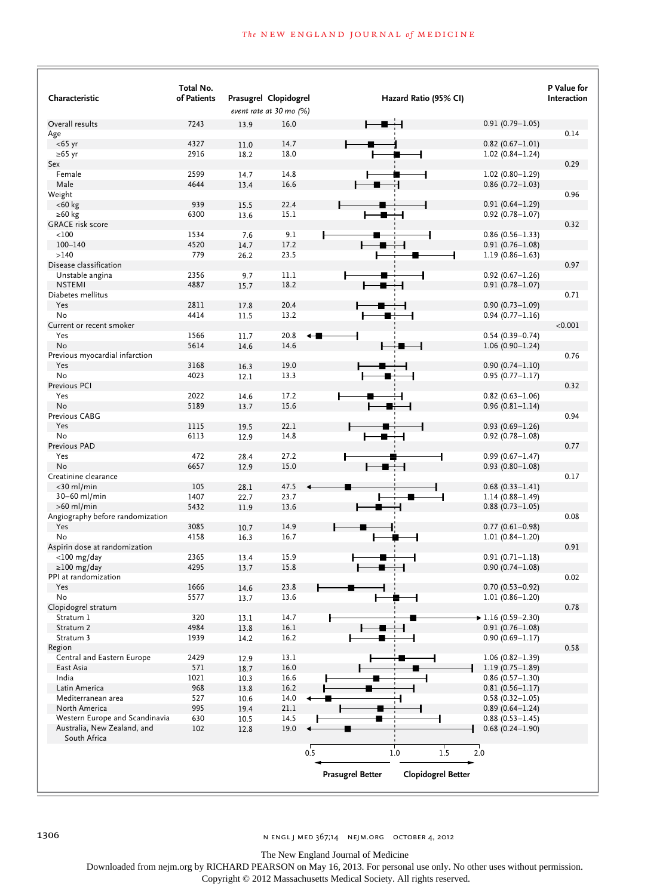| Characteristic | Total No. of Patients | Prasugrel | Clopidogrel | Hazard Ratio (95% CI) | P Value for Interaction |
|---|---|---|---|---|---|
| | | *event rate at 30 mo (%)* | | | |
| Overall results | 7243 | 13.9 | 16.0 | 0.91 (0.79–1.05) | |
| Age | | | | | 0.14 |
| <65 yr | 4327 | 11.0 | 14.7 | 0.82 (0.67–1.01) | |
| ≥65 yr | 2916 | 18.2 | 18.0 | 1.02 (0.84–1.24) | |
| Sex | | | | | 0.29 |
| Female | 2599 | 14.7 | 14.8 | 1.02 (0.80–1.29) | |
| Male | 4644 | 13.4 | 16.6 | 0.86 (0.72–1.03) | |
| Weight | | | | | 0.96 |
| <60 kg | 939 | 15.5 | 22.4 | 0.91 (0.64–1.29) | |
| ≥60 kg | 6300 | 13.6 | 15.1 | 0.92 (0.78–1.07) | |
| GRACE risk score | | | | | 0.32 |
| <100 | 1534 | 7.6 | 9.1 | 0.86 (0.56–1.33) | |
| 100–140 | 4520 | 14.7 | 17.2 | 0.91 (0.76–1.08) | |
| >140 | 779 | 26.2 | 23.5 | 1.19 (0.86–1.63) | |
| Disease classification | | | | | 0.97 |
| Unstable angina | 2356 | 9.7 | 11.1 | 0.92 (0.67–1.26) | |
| NSTEMI | 4887 | 15.7 | 18.2 | 0.91 (0.78–1.07) | |
| Diabetes mellitus | | | | | 0.71 |
| Yes | 2811 | 17.8 | 20.4 | 0.90 (0.73–1.09) | |
| No | 4414 | 11.5 | 13.2 | 0.94 (0.77–1.16) | |
| Current or recent smoker | | | | | <0.001 |
| Yes | 1566 | 11.7 | 20.8 | 0.54 (0.39–0.74) | |
| No | 5614 | 14.6 | 14.6 | 1.06 (0.90–1.24) | |
| Previous myocardial infarction | | | | | 0.76 |
| Yes | 3168 | 16.3 | 19.0 | 0.90 (0.74–1.10) | |
| No | 4023 | 12.1 | 13.3 | 0.95 (0.77–1.17) | |
| Previous PCI | | | | | 0.32 |
| Yes | 2022 | 14.6 | 17.2 | 0.82 (0.63–1.06) | |
| No | 5189 | 13.7 | 15.6 | 0.96 (0.81–1.14) | |
| Previous CABG | | | | | 0.94 |
| Yes | 1115 | 19.5 | 22.1 | 0.93 (0.69–1.26) | |
| No | 6113 | 12.9 | 14.8 | 0.92 (0.78–1.08) | |
| Previous PAD | | | | | 0.77 |
| Yes | 472 | 28.4 | 27.2 | 0.99 (0.67–1.47) | |
| No | 6657 | 12.9 | 15.0 | 0.93 (0.80–1.08) | |
| Creatinine clearance | | | | | 0.17 |
| <30 ml/min | 105 | 28.1 | 47.5 | 0.68 (0.33–1.41) | |
| 30–60 ml/min | 1407 | 22.7 | 23.7 | 1.14 (0.88–1.49) | |
| >60 ml/min | 5432 | 11.9 | 13.6 | 0.88 (0.73–1.05) | |
| Angiography before randomization | | | | | 0.08 |
| Yes | 3085 | 10.7 | 14.9 | 0.77 (0.61–0.98) | |
| No | 4158 | 16.3 | 16.7 | 1.01 (0.84–1.20) | |
| Aspirin dose at randomization | | | | | 0.91 |
| <100 mg/day | 2365 | 13.4 | 15.9 | 0.91 (0.71–1.18) | |
| ≥100 mg/day | 4295 | 13.7 | 15.8 | 0.90 (0.74–1.08) | |
| PPI at randomization | | | | | 0.02 |
| Yes | 1666 | 14.6 | 23.8 | 0.70 (0.53–0.92) | |
| No | 5577 | 13.7 | 13.6 | 1.01 (0.86–1.20) | |
| Clopidogrel stratum | | | | | 0.78 |
| Stratum 1 | 320 | 13.1 | 14.7 | 1.16 (0.59–2.30) | |
| Stratum 2 | 4984 | 13.8 | 16.1 | 0.91 (0.76–1.08) | |
| Stratum 3 | 1939 | 14.2 | 16.2 | 0.90 (0.69–1.17) | |
| Region | | | | | 0.58 |
| Central and Eastern Europe | 2429 | 12.9 | 13.1 | 1.06 (0.82–1.39) | |
| East Asia | 571 | 18.7 | 16.0 | 1.19 (0.75–1.89) | |
| India | 1021 | 10.3 | 16.6 | 0.86 (0.57–1.30) | |
| Latin America | 968 | 13.8 | 16.2 | 0.81 (0.56–1.17) | |
| Mediterranean area | 527 | 10.6 | 14.0 | 0.58 (0.32–1.05) | |
| North America | 995 | 19.4 | 21.1 | 0.89 (0.64–1.24) | |
| Western Europe and Scandinavia | 630 | 10.5 | 14.5 | 0.88 (0.53–1.45) | |
| Australia, New Zealand, and South Africa | 102 | 12.8 | 19.0 | 0.68 (0.24–1.90) | |

Hazard ratio axis: 0.5, 1.0, 1.5, 2.0 — ← Prasugrel Better | Clopidogrel Better →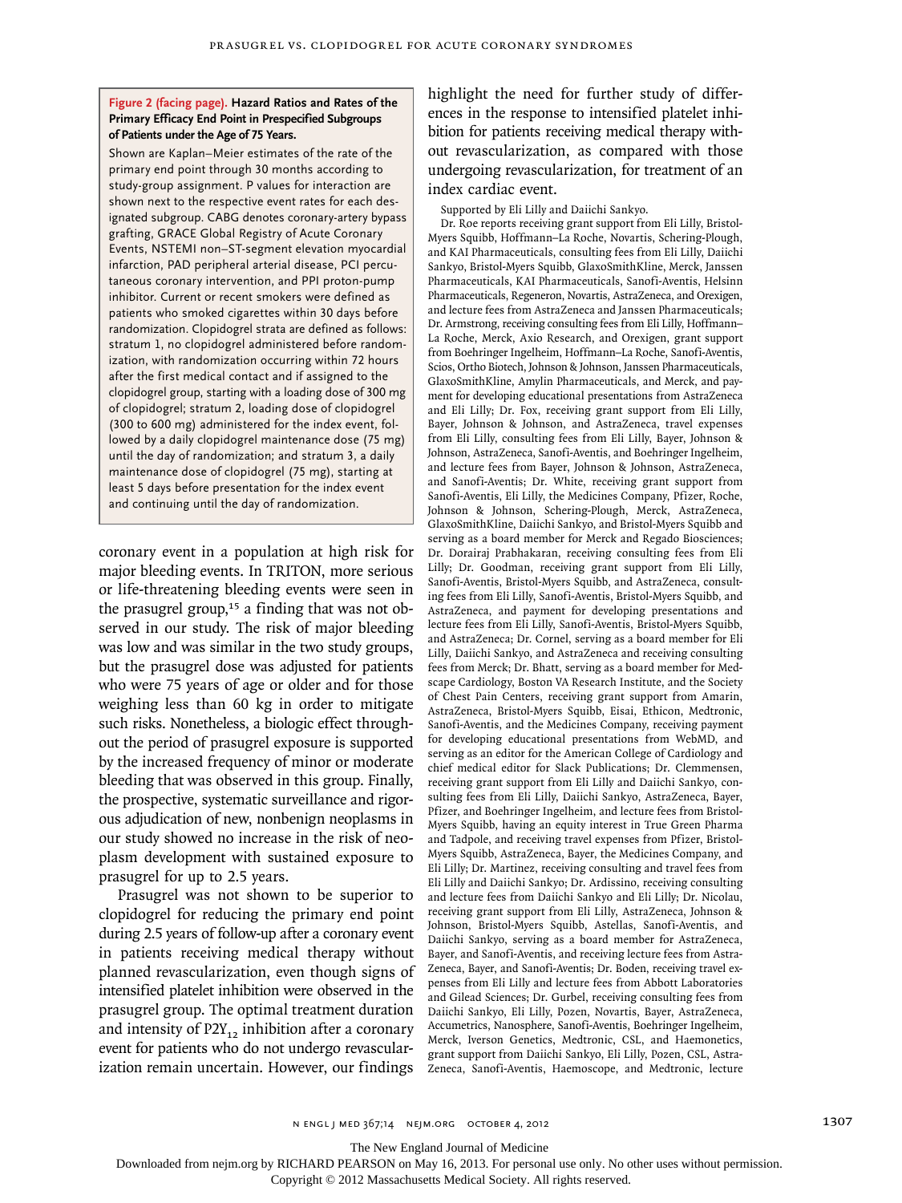**Figure 2 (facing page). Hazard Ratios and Rates of the Primary Efficacy End Point in Prespecified Subgroups of Patients under the Age of 75 Years.**

Shown are Kaplan–Meier estimates of the rate of the primary end point through 30 months according to study-group assignment. P values for interaction are shown next to the respective event rates for each designated subgroup. CABG denotes coronary-artery bypass grafting, GRACE Global Registry of Acute Coronary Events, NSTEMI non–ST-segment elevation myocardial infarction, PAD peripheral arterial disease, PCI percutaneous coronary intervention, and PPI proton-pump inhibitor. Current or recent smokers were defined as patients who smoked cigarettes within 30 days before randomization. Clopidogrel strata are defined as follows: stratum 1, no clopidogrel administered before randomization, with randomization occurring within 72 hours after the first medical contact and if assigned to the clopidogrel group, starting with a loading dose of 300 mg of clopidogrel; stratum 2, loading dose of clopidogrel (300 to 600 mg) administered for the index event, followed by a daily clopidogrel maintenance dose (75 mg) until the day of randomization; and stratum 3, a daily maintenance dose of clopidogrel (75 mg), starting at least 5 days before presentation for the index event and continuing until the day of randomization.

coronary event in a population at high risk for major bleeding events. In TRITON, more serious or life-threatening bleeding events were seen in the prasugrel group,[15] a finding that was not observed in our study. The risk of major bleeding was low and was similar in the two study groups, but the prasugrel dose was adjusted for patients who were 75 years of age or older and for those weighing less than 60 kg in order to mitigate such risks. Nonetheless, a biologic effect throughout the period of prasugrel exposure is supported by the increased frequency of minor or moderate bleeding that was observed in this group. Finally, the prospective, systematic surveillance and rigorous adjudication of new, nonbenign neoplasms in our study showed no increase in the risk of neoplasm development with sustained exposure to prasugrel for up to 2.5 years.

Prasugrel was not shown to be superior to clopidogrel for reducing the primary end point during 2.5 years of follow-up after a coronary event in patients receiving medical therapy without planned revascularization, even though signs of intensified platelet inhibition were observed in the prasugrel group. The optimal treatment duration and intensity of $P2Y_{12}$ inhibition after a coronary event for patients who do not undergo revascularization remain uncertain. However, our findings highlight the need for further study of differences in the response to intensified platelet inhibition for patients receiving medical therapy without revascularization, as compared with those undergoing revascularization, for treatment of an index cardiac event.

Supported by Eli Lilly and Daiichi Sankyo.

Dr. Roe reports receiving grant support from Eli Lilly, Bristol-Myers Squibb, Hoffmann–La Roche, Novartis, Schering-Plough, and KAI Pharmaceuticals, consulting fees from Eli Lilly, Daiichi Sankyo, Bristol-Myers Squibb, GlaxoSmithKline, Merck, Janssen Pharmaceuticals, KAI Pharmaceuticals, Sanofi-Aventis, Helsinn Pharmaceuticals, Regeneron, Novartis, AstraZeneca, and Orexigen, and lecture fees from AstraZeneca and Janssen Pharmaceuticals; Dr. Armstrong, receiving consulting fees from Eli Lilly, Hoffmann–La Roche, Merck, Axio Research, and Orexigen, grant support from Boehringer Ingelheim, Hoffmann–La Roche, Sanofi-Aventis, Scios, Ortho Biotech, Johnson & Johnson, Janssen Pharmaceuticals, GlaxoSmithKline, Amylin Pharmaceuticals, and Merck, and payment for developing educational presentations from AstraZeneca and Eli Lilly; Dr. Fox, receiving grant support from Eli Lilly, Bayer, Johnson & Johnson, and AstraZeneca, travel expenses from Eli Lilly, consulting fees from Eli Lilly, Bayer, Johnson & Johnson, AstraZeneca, Sanofi-Aventis, and Boehringer Ingelheim, and lecture fees from Bayer, Johnson & Johnson, AstraZeneca, and Sanofi-Aventis; Dr. White, receiving grant support from Sanofi-Aventis, Eli Lilly, the Medicines Company, Pfizer, Roche, Johnson & Johnson, Schering-Plough, Merck, AstraZeneca, GlaxoSmithKline, Daiichi Sankyo, and Bristol-Myers Squibb and serving as a board member for Merck and Regado Biosciences; Dr. Dorairaj Prabhakaran, receiving consulting fees from Eli Lilly; Dr. Goodman, receiving grant support from Eli Lilly, Sanofi-Aventis, Bristol-Myers Squibb, and AstraZeneca, consulting fees from Eli Lilly, Sanofi-Aventis, Bristol-Myers Squibb, and AstraZeneca, and payment for developing presentations and lecture fees from Eli Lilly, Sanofi-Aventis, Bristol-Myers Squibb, and AstraZeneca; Dr. Cornel, serving as a board member for Eli Lilly, Daiichi Sankyo, and AstraZeneca and receiving consulting fees from Merck; Dr. Bhatt, serving as a board member for Medscape Cardiology, Boston VA Research Institute, and the Society of Chest Pain Centers, receiving grant support from Amarin, AstraZeneca, Bristol-Myers Squibb, Eisai, Ethicon, Medtronic, Sanofi-Aventis, and the Medicines Company, receiving payment for developing educational presentations from WebMD, and serving as an editor for the American College of Cardiology and chief medical editor for Slack Publications; Dr. Clemmensen, receiving grant support from Eli Lilly and Daiichi Sankyo, consulting fees from Eli Lilly, Daiichi Sankyo, AstraZeneca, Bayer, Pfizer, and Boehringer Ingelheim, and lecture fees from Bristol-Myers Squibb, having an equity interest in True Green Pharma and Tadpole, and receiving travel expenses from Pfizer, Bristol-Myers Squibb, AstraZeneca, Bayer, the Medicines Company, and Eli Lilly; Dr. Martinez, receiving consulting and travel fees from Eli Lilly and Daiichi Sankyo; Dr. Ardissino, receiving consulting and lecture fees from Daiichi Sankyo and Eli Lilly; Dr. Nicolau, receiving grant support from Eli Lilly, AstraZeneca, Johnson & Johnson, Bristol-Myers Squibb, Astellas, Sanofi-Aventis, and Daiichi Sankyo, serving as a board member for AstraZeneca, Bayer, and Sanofi-Aventis, and receiving lecture fees from AstraZeneca, Bayer, and Sanofi-Aventis; Dr. Boden, receiving travel expenses from Eli Lilly and lecture fees from Abbott Laboratories and Gilead Sciences; Dr. Gurbel, receiving consulting fees from Daiichi Sankyo, Eli Lilly, Pozen, Novartis, Bayer, AstraZeneca, Accumetrics, Nanosphere, Sanofi-Aventis, Boehringer Ingelheim, Merck, Iverson Genetics, Medtronic, CSL, and Haemonetics, grant support from Daiichi Sankyo, Eli Lilly, Pozen, CSL, AstraZeneca, Sanofi-Aventis, Haemoscope, and Medtronic, lecture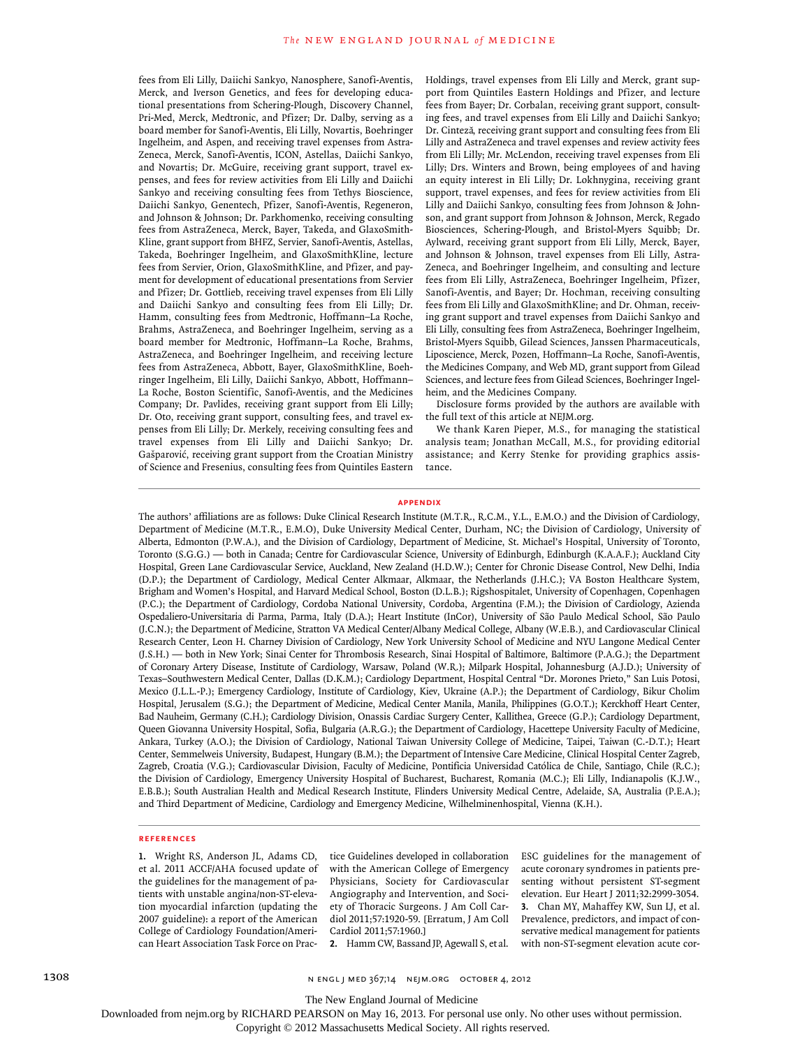fees from Eli Lilly, Daiichi Sankyo, Nanosphere, Sanofi-Aventis, Merck, and Iverson Genetics, and fees for developing educational presentations from Schering-Plough, Discovery Channel, Pri-Med, Merck, Medtronic, and Pfizer; Dr. Dalby, serving as a board member for Sanofi-Aventis, Eli Lilly, Novartis, Boehringer Ingelheim, and Aspen, and receiving travel expenses from AstraZeneca, Merck, Sanofi-Aventis, ICON, Astellas, Daiichi Sankyo, and Novartis; Dr. McGuire, receiving grant support, travel expenses, and fees for review activities from Eli Lilly and Daiichi Sankyo and receiving consulting fees from Tethys Bioscience, Daiichi Sankyo, Genentech, Pfizer, Sanofi-Aventis, Regeneron, and Johnson & Johnson; Dr. Parkhomenko, receiving consulting fees from AstraZeneca, Merck, Bayer, Takeda, and GlaxoSmithKline, grant support from BHFZ, Servier, Sanofi-Aventis, Astellas, Takeda, Boehringer Ingelheim, and GlaxoSmithKline, lecture fees from Servier, Orion, GlaxoSmithKline, and Pfizer, and payment for development of educational presentations from Servier and Pfizer; Dr. Gottlieb, receiving travel expenses from Eli Lilly and Daiichi Sankyo and consulting fees from Eli Lilly; Dr. Hamm, consulting fees from Medtronic, Hoffmann–La Roche, Brahms, AstraZeneca, and Boehringer Ingelheim, serving as a board member for Medtronic, Hoffmann–La Roche, Brahms, AstraZeneca, and Boehringer Ingelheim, and receiving lecture fees from AstraZeneca, Abbott, Bayer, GlaxoSmithKline, Boehringer Ingelheim, Eli Lilly, Daiichi Sankyo, Abbott, Hoffmann–La Roche, Boston Scientific, Sanofi-Aventis, and the Medicines Company; Dr. Pavlides, receiving grant support from Eli Lilly; Dr. Oto, receiving grant support, consulting fees, and travel expenses from Eli Lilly; Dr. Merkely, receiving consulting fees and travel expenses from Eli Lilly and Daiichi Sankyo; Dr. Gašparović, receiving grant support from the Croatian Ministry of Science and Fresenius, consulting fees from Quintiles Eastern Holdings, travel expenses from Eli Lilly and Merck, grant support from Quintiles Eastern Holdings and Pfizer, and lecture fees from Bayer; Dr. Corbalan, receiving grant support, consulting fees, and travel expenses from Eli Lilly and Daiichi Sankyo; Dr. Cinteză, receiving grant support and consulting fees from Eli Lilly and AstraZeneca and travel expenses and review activity fees from Eli Lilly; Mr. McLendon, receiving travel expenses from Eli Lilly; Drs. Winters and Brown, being employees of and having an equity interest in Eli Lilly; Dr. Lokhnygina, receiving grant support, travel expenses, and fees for review activities from Eli Lilly and Daiichi Sankyo, consulting fees from Johnson & Johnson, and grant support from Johnson & Johnson, Merck, Regado Biosciences, Schering-Plough, and Bristol-Myers Squibb; Dr. Aylward, receiving grant support from Eli Lilly, Merck, Bayer, and Johnson & Johnson, travel expenses from Eli Lilly, AstraZeneca, and Boehringer Ingelheim, and consulting and lecture fees from Eli Lilly, AstraZeneca, Boehringer Ingelheim, Pfizer, Sanofi-Aventis, and Bayer; Dr. Hochman, receiving consulting fees from Eli Lilly and GlaxoSmithKline; and Dr. Ohman, receiving grant support and travel expenses from Daiichi Sankyo and Eli Lilly, consulting fees from AstraZeneca, Boehringer Ingelheim, Bristol-Myers Squibb, Gilead Sciences, Janssen Pharmaceuticals, Liposcience, Merck, Pozen, Hoffmann–La Roche, Sanofi-Aventis, the Medicines Company, and Web MD, grant support from Gilead Sciences, and lecture fees from Gilead Sciences, Boehringer Ingelheim, and the Medicines Company.

Disclosure forms provided by the authors are available with the full text of this article at NEJM.org.

We thank Karen Pieper, M.S., for managing the statistical analysis team; Jonathan McCall, M.S., for providing editorial assistance; and Kerry Stenke for providing graphics assistance.

## APPENDIX

The authors' affiliations are as follows: Duke Clinical Research Institute (M.T.R., R.C.M., Y.L., E.M.O.) and the Division of Cardiology, Department of Medicine (M.T.R., E.M.O), Duke University Medical Center, Durham, NC; the Division of Cardiology, University of Alberta, Edmonton (P.W.A.), and the Division of Cardiology, Department of Medicine, St. Michael's Hospital, University of Toronto, Toronto (S.G.G.) — both in Canada; Centre for Cardiovascular Science, University of Edinburgh, Edinburgh (K.A.A.F.); Auckland City Hospital, Green Lane Cardiovascular Service, Auckland, New Zealand (H.D.W.); Center for Chronic Disease Control, New Delhi, India (D.P.); the Department of Cardiology, Medical Center Alkmaar, Alkmaar, the Netherlands (J.H.C.); VA Boston Healthcare System, Brigham and Women's Hospital, and Harvard Medical School, Boston (D.L.B.); Rigshospitalet, University of Copenhagen, Copenhagen (P.C.); the Department of Cardiology, Cordoba National University, Cordoba, Argentina (F.M.); the Division of Cardiology, Azienda Ospedaliero-Universitaria di Parma, Parma, Italy (D.A.); Heart Institute (InCor), University of São Paulo Medical School, São Paulo (J.C.N.); the Department of Medicine, Stratton VA Medical Center/Albany Medical College, Albany (W.E.B.), and Cardiovascular Clinical Research Center, Leon H. Charney Division of Cardiology, New York University School of Medicine and NYU Langone Medical Center (J.S.H.) — both in New York; Sinai Center for Thrombosis Research, Sinai Hospital of Baltimore, Baltimore (P.A.G.); the Department of Coronary Artery Disease, Institute of Cardiology, Warsaw, Poland (W.R.); Milpark Hospital, Johannesburg (A.J.D.); University of Texas–Southwestern Medical Center, Dallas (D.K.M.); Cardiology Department, Hospital Central "Dr. Morones Prieto," San Luis Potosi, Mexico (J.L.L.-P.); Emergency Cardiology, Institute of Cardiology, Kiev, Ukraine (A.P.); the Department of Cardiology, Bikur Cholim Hospital, Jerusalem (S.G.); the Department of Medicine, Medical Center Manila, Manila, Philippines (G.O.T.); Kerckhoff Heart Center, Bad Nauheim, Germany (C.H.); Cardiology Division, Onassis Cardiac Surgery Center, Kallithea, Greece (G.P.); Cardiology Department, Queen Giovanna University Hospital, Sofia, Bulgaria (A.R.G.); the Department of Cardiology, Hacettepe University Faculty of Medicine, Ankara, Turkey (A.O.); the Division of Cardiology, National Taiwan University College of Medicine, Taipei, Taiwan (C.-D.T.); Heart Center, Semmelweis University, Budapest, Hungary (B.M.); the Department of Intensive Care Medicine, Clinical Hospital Center Zagreb, Zagreb, Croatia (V.G.); Cardiovascular Division, Faculty of Medicine, Pontificia Universidad Católica de Chile, Santiago, Chile (R.C.); the Division of Cardiology, Emergency University Hospital of Bucharest, Bucharest, Romania (M.C.); Eli Lilly, Indianapolis (K.J.W., E.B.B.); South Australian Health and Medical Research Institute, Flinders University Medical Centre, Adelaide, SA, Australia (P.E.A.); and Third Department of Medicine, Cardiology and Emergency Medicine, Wilhelminenhospital, Vienna (K.H.).

## REFERENCES

1. Wright RS, Anderson JL, Adams CD, et al. 2011 ACCF/AHA focused update of the guidelines for the management of patients with unstable angina/non-ST-elevation myocardial infarction (updating the 2007 guideline): a report of the American College of Cardiology Foundation/American Heart Association Task Force on Practice Guidelines developed in collaboration with the American College of Emergency Physicians, Society for Cardiovascular Angiography and Intervention, and Society of Thoracic Surgeons. J Am Coll Cardiol 2011;57:1920-59. [Erratum, J Am Coll Cardiol 2011;57:1960.]
2. Hamm CW, Bassand JP, Agewall S, et al. ESC guidelines for the management of acute coronary syndromes in patients presenting without persistent ST-segment elevation. Eur Heart J 2011;32:2999-3054.
3. Chan MY, Mahaffey KW, Sun LJ, et al. Prevalence, predictors, and impact of conservative medical management for patients with non-ST-segment elevation acute cor-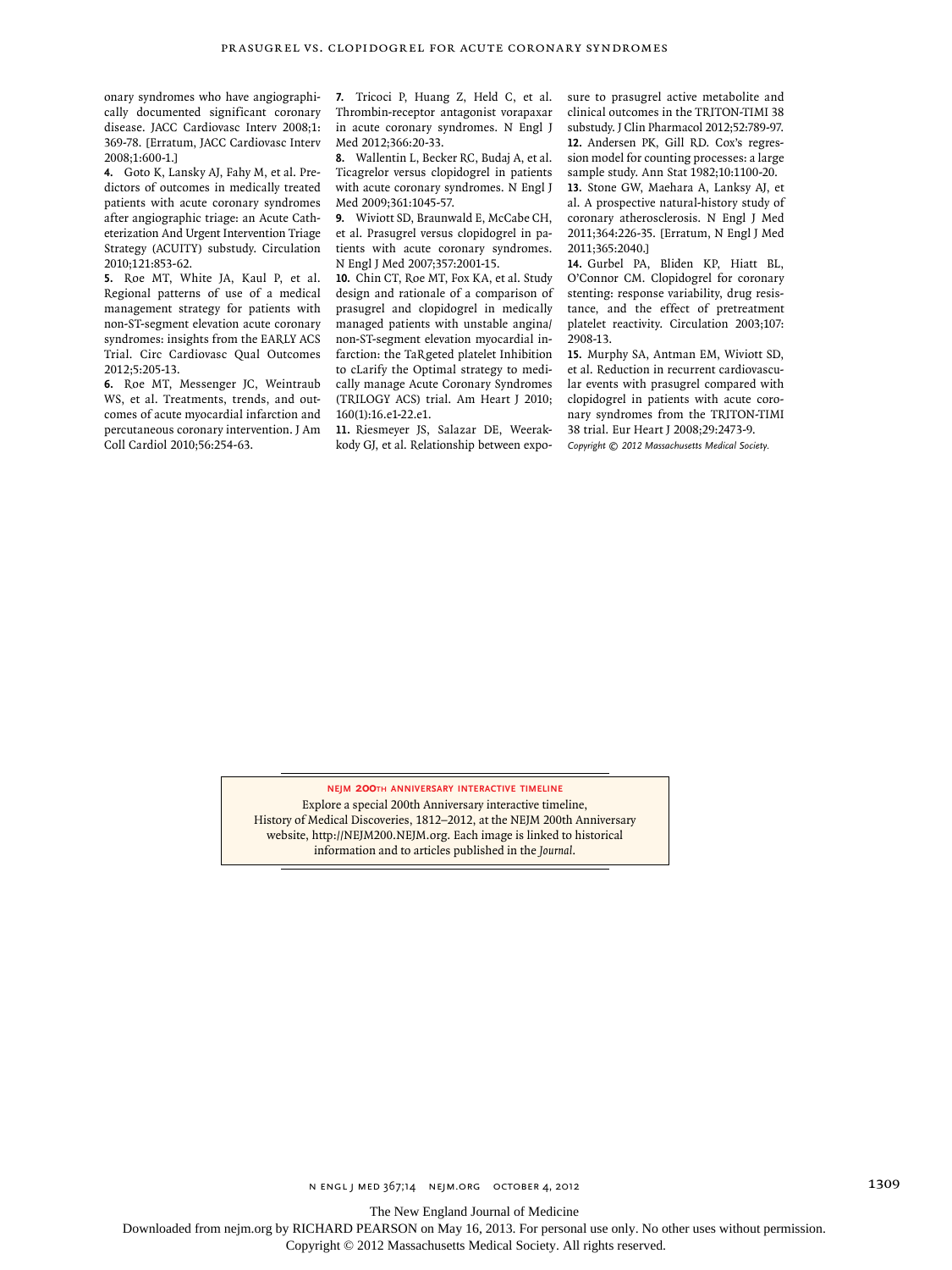onary syndromes who have angiographically documented significant coronary disease. JACC Cardiovasc Interv 2008;1:369-78. [Erratum, JACC Cardiovasc Interv 2008;1:600-1.]

**4.** Goto K, Lansky AJ, Fahy M, et al. Predictors of outcomes in medically treated patients with acute coronary syndromes after angiographic triage: an Acute Catheterization And Urgent Intervention Triage Strategy (ACUITY) substudy. Circulation 2010;121:853-62.

**5.** Roe MT, White JA, Kaul P, et al. Regional patterns of use of a medical management strategy for patients with non-ST-segment elevation acute coronary syndromes: insights from the EARLY ACS Trial. Circ Cardiovasc Qual Outcomes 2012;5:205-13.

**6.** Roe MT, Messenger JC, Weintraub WS, et al. Treatments, trends, and outcomes of acute myocardial infarction and percutaneous coronary intervention. J Am Coll Cardiol 2010;56:254-63.

**7.** Tricoci P, Huang Z, Held C, et al. Thrombin-receptor antagonist vorapaxar in acute coronary syndromes. N Engl J Med 2012;366:20-33.

**8.** Wallentin L, Becker RC, Budaj A, et al. Ticagrelor versus clopidogrel in patients with acute coronary syndromes. N Engl J Med 2009;361:1045-57.

**9.** Wiviott SD, Braunwald E, McCabe CH, et al. Prasugrel versus clopidogrel in patients with acute coronary syndromes. N Engl J Med 2007;357:2001-15.

**10.** Chin CT, Roe MT, Fox KA, et al. Study design and rationale of a comparison of prasugrel and clopidogrel in medically managed patients with unstable angina/non-ST-segment elevation myocardial infarction: the TaRgeted platelet Inhibition to cLarify the Optimal strategy to medically manage Acute Coronary Syndromes (TRILOGY ACS) trial. Am Heart J 2010;160(1):16.e1-22.e1.

**11.** Riesmeyer JS, Salazar DE, Weerakkody GJ, et al. Relationship between exposure to prasugrel active metabolite and clinical outcomes in the TRITON-TIMI 38 substudy. J Clin Pharmacol 2012;52:789-97.

**12.** Andersen PK, Gill RD. Cox's regression model for counting processes: a large sample study. Ann Stat 1982;10:1100-20.

**13.** Stone GW, Maehara A, Lanksy AJ, et al. A prospective natural-history study of coronary atherosclerosis. N Engl J Med 2011;364:226-35. [Erratum, N Engl J Med 2011;365:2040.]

**14.** Gurbel PA, Bliden KP, Hiatt BL, O'Connor CM. Clopidogrel for coronary stenting: response variability, drug resistance, and the effect of pretreatment platelet reactivity. Circulation 2003;107:2908-13.

**15.** Murphy SA, Antman EM, Wiviott SD, et al. Reduction in recurrent cardiovascular events with prasugrel compared with clopidogrel in patients with acute coronary syndromes from the TRITON-TIMI 38 trial. Eur Heart J 2008;29:2473-9.

*Copyright © 2012 Massachusetts Medical Society.*

**NEJM 200TH ANNIVERSARY INTERACTIVE TIMELINE**

Explore a special 200th Anniversary interactive timeline, History of Medical Discoveries, 1812–2012, at the NEJM 200th Anniversary website, http://NEJM200.NEJM.org. Each image is linked to historical information and to articles published in the *Journal*.